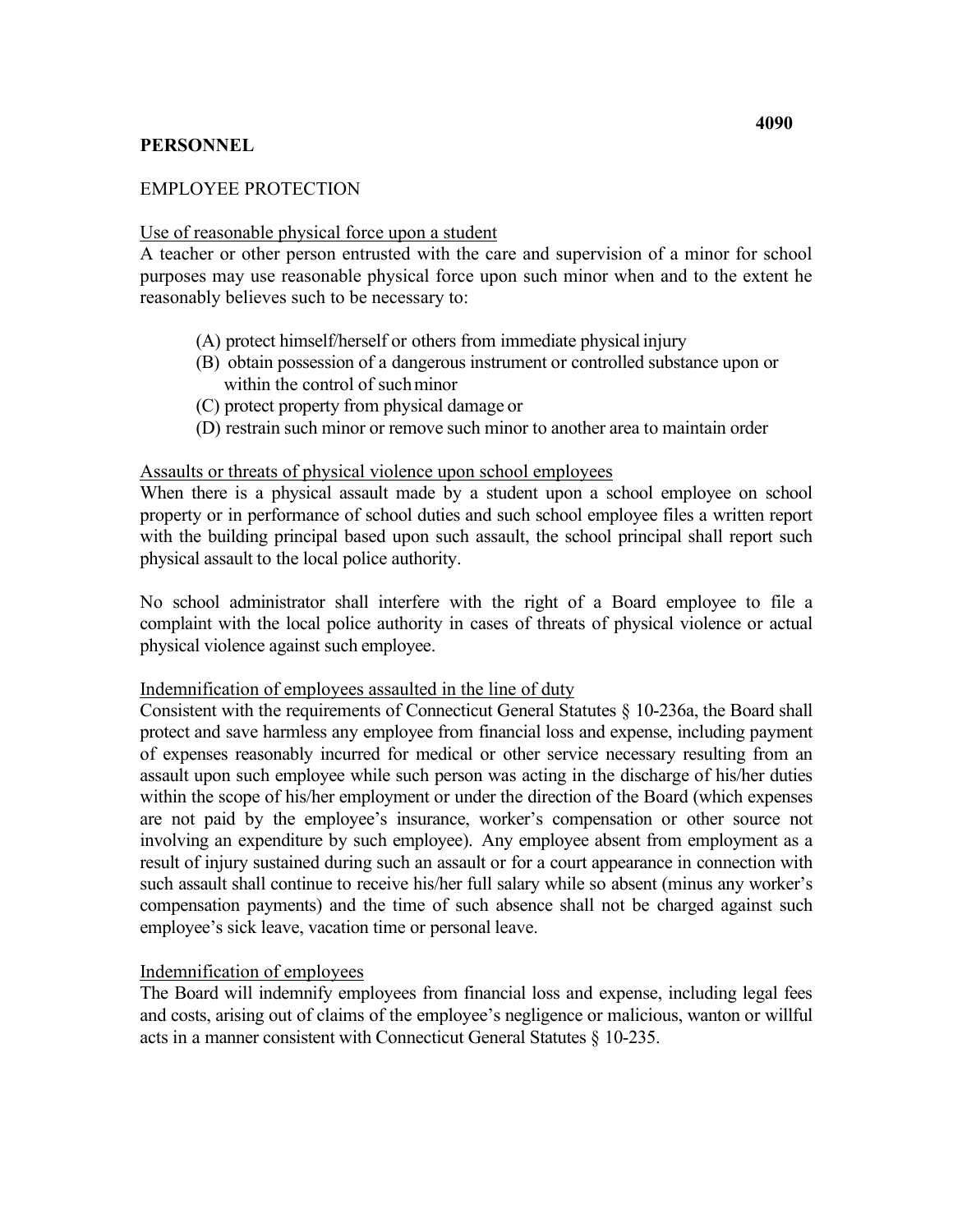**4090**

**PERSONNEL**

EMPLOYEE PROTECTION

Use of reasonable physical force upon a student

A teacher or other person entrusted with the care and supervision of a minor for school purposes may use reasonable physical force upon such minor when and to the extent he reasonably believes such to be necessary to:

(A) protect himself/herself or others from immediate physical injury
(B) obtain possession of a dangerous instrument or controlled substance upon or within the control of such minor
(C) protect property from physical damage or
(D) restrain such minor or remove such minor to another area to maintain order

Assaults or threats of physical violence upon school employees

When there is a physical assault made by a student upon a school employee on school property or in performance of school duties and such school employee files a written report with the building principal based upon such assault, the school principal shall report such physical assault to the local police authority.

No school administrator shall interfere with the right of a Board employee to file a complaint with the local police authority in cases of threats of physical violence or actual physical violence against such employee.

Indemnification of employees assaulted in the line of duty

Consistent with the requirements of Connecticut General Statutes § 10-236a, the Board shall protect and save harmless any employee from financial loss and expense, including payment of expenses reasonably incurred for medical or other service necessary resulting from an assault upon such employee while such person was acting in the discharge of his/her duties within the scope of his/her employment or under the direction of the Board (which expenses are not paid by the employee's insurance, worker's compensation or other source not involving an expenditure by such employee). Any employee absent from employment as a result of injury sustained during such an assault or for a court appearance in connection with such assault shall continue to receive his/her full salary while so absent (minus any worker's compensation payments) and the time of such absence shall not be charged against such employee's sick leave, vacation time or personal leave.

Indemnification of employees

The Board will indemnify employees from financial loss and expense, including legal fees and costs, arising out of claims of the employee's negligence or malicious, wanton or willful acts in a manner consistent with Connecticut General Statutes § 10-235.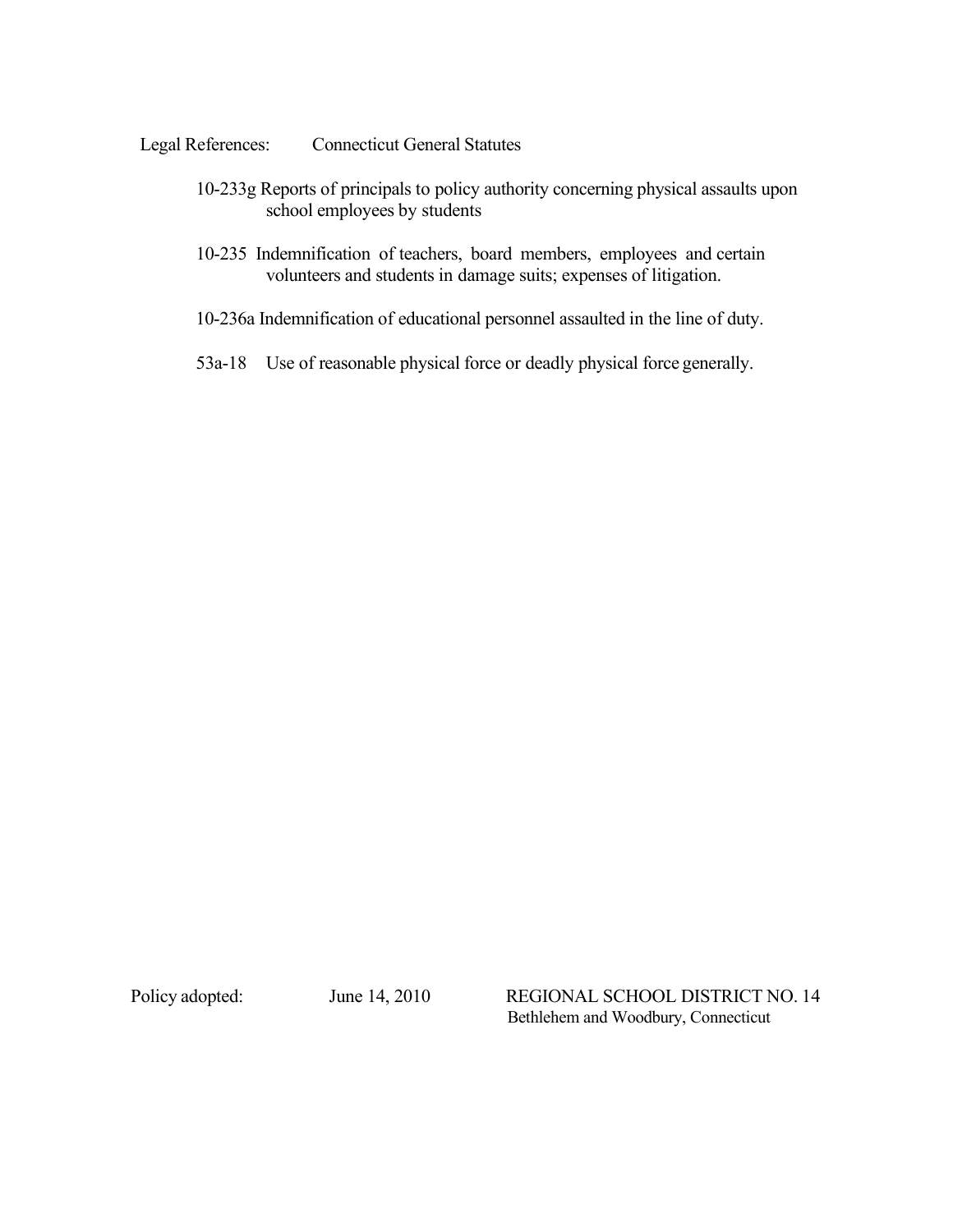Legal References: Connecticut General Statutes

10-233g Reports of principals to policy authority concerning physical assaults upon school employees by students

10-235 Indemnification of teachers, board members, employees and certain volunteers and students in damage suits; expenses of litigation.

10-236a Indemnification of educational personnel assaulted in the line of duty.

53a-18 Use of reasonable physical force or deadly physical force generally.

Policy adopted: June 14, 2010

REGIONAL SCHOOL DISTRICT NO. 14
Bethlehem and Woodbury, Connecticut